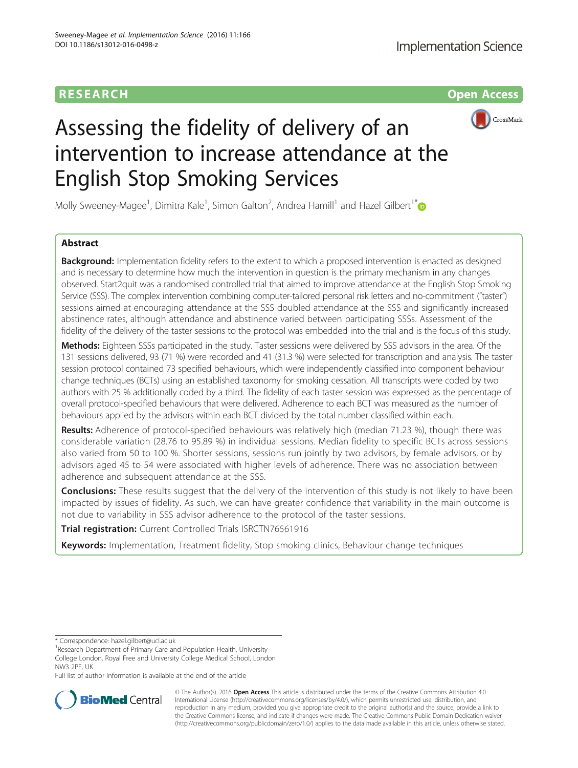RESEARCH

Open Access

# Assessing the fidelity of delivery of an intervention to increase attendance at the English Stop Smoking Services

Molly Sweeney-Magee[1], Dimitra Kale[1], Simon Galton[2], Andrea Hamill[1] and Hazel Gilbert[1*]

## Abstract

**Background:** Implementation fidelity refers to the extent to which a proposed intervention is enacted as designed and is necessary to determine how much the intervention in question is the primary mechanism in any changes observed. Start2quit was a randomised controlled trial that aimed to improve attendance at the English Stop Smoking Service (SSS). The complex intervention combining computer-tailored personal risk letters and no-commitment ("taster") sessions aimed at encouraging attendance at the SSS doubled attendance at the SSS and significantly increased abstinence rates, although attendance and abstinence varied between participating SSSs. Assessment of the fidelity of the delivery of the taster sessions to the protocol was embedded into the trial and is the focus of this study.

**Methods:** Eighteen SSSs participated in the study. Taster sessions were delivered by SSS advisors in the area. Of the 131 sessions delivered, 93 (71 %) were recorded and 41 (31.3 %) were selected for transcription and analysis. The taster session protocol contained 73 specified behaviours, which were independently classified into component behaviour change techniques (BCTs) using an established taxonomy for smoking cessation. All transcripts were coded by two authors with 25 % additionally coded by a third. The fidelity of each taster session was expressed as the percentage of overall protocol-specified behaviours that were delivered. Adherence to each BCT was measured as the number of behaviours applied by the advisors within each BCT divided by the total number classified within each.

**Results:** Adherence of protocol-specified behaviours was relatively high (median 71.23 %), though there was considerable variation (28.76 to 95.89 %) in individual sessions. Median fidelity to specific BCTs across sessions also varied from 50 to 100 %. Shorter sessions, sessions run jointly by two advisors, by female advisors, or by advisors aged 45 to 54 were associated with higher levels of adherence. There was no association between adherence and subsequent attendance at the SSS.

**Conclusions:** These results suggest that the delivery of the intervention of this study is not likely to have been impacted by issues of fidelity. As such, we can have greater confidence that variability in the main outcome is not due to variability in SSS advisor adherence to the protocol of the taster sessions.

**Trial registration:** Current Controlled Trials ISRCTN76561916

**Keywords:** Implementation, Treatment fidelity, Stop smoking clinics, Behaviour change techniques

---

\* Correspondence: hazel.gilbert@ucl.ac.uk

[1]Research Department of Primary Care and Population Health, University College London, Royal Free and University College Medical School, London NW3 2PF, UK

Full list of author information is available at the end of the article

© The Author(s). 2016 **Open Access** This article is distributed under the terms of the Creative Commons Attribution 4.0 International License (http://creativecommons.org/licenses/by/4.0/), which permits unrestricted use, distribution, and reproduction in any medium, provided you give appropriate credit to the original author(s) and the source, provide a link to the Creative Commons license, and indicate if changes were made. The Creative Commons Public Domain Dedication waiver (http://creativecommons.org/publicdomain/zero/1.0/) applies to the data made available in this article, unless otherwise stated.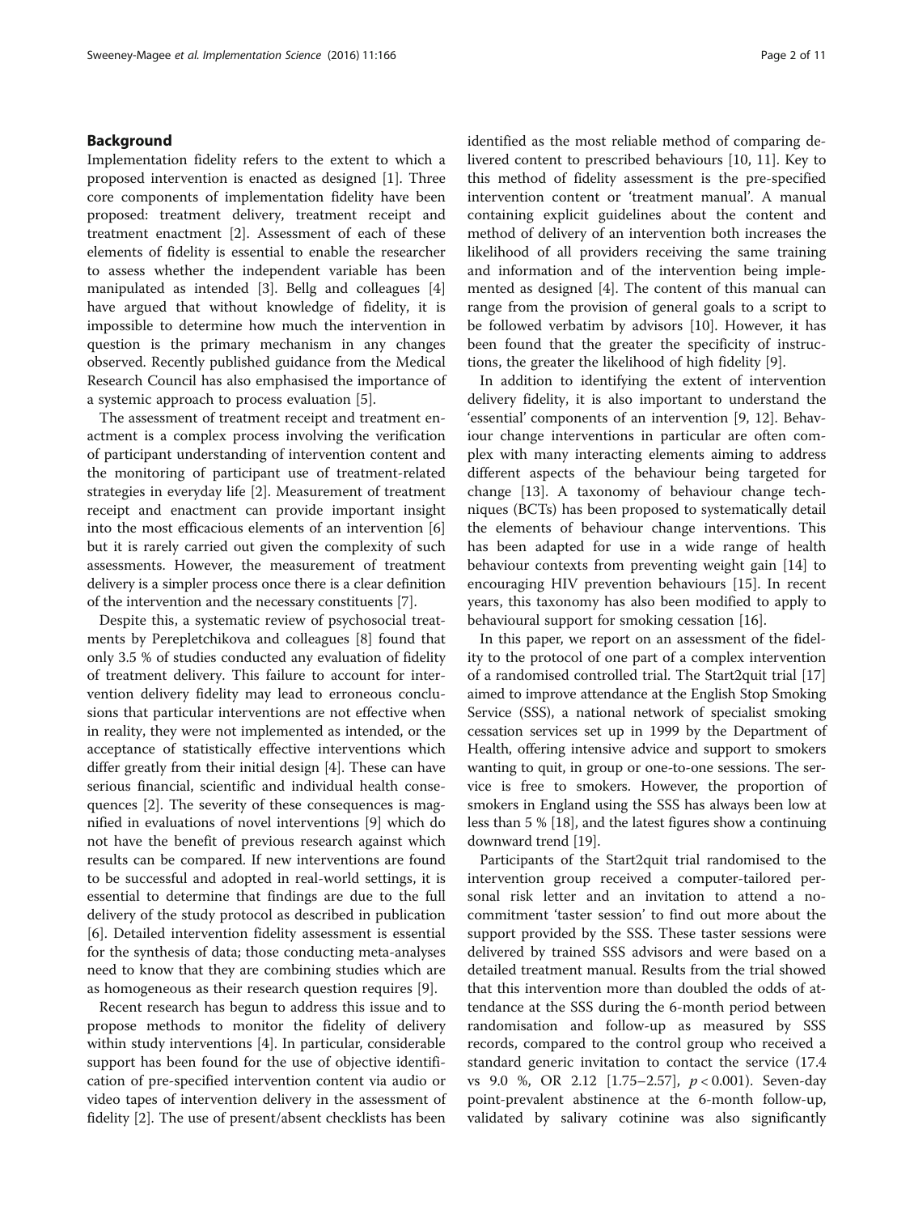## Background

Implementation fidelity refers to the extent to which a proposed intervention is enacted as designed [1]. Three core components of implementation fidelity have been proposed: treatment delivery, treatment receipt and treatment enactment [2]. Assessment of each of these elements of fidelity is essential to enable the researcher to assess whether the independent variable has been manipulated as intended [3]. Bellg and colleagues [4] have argued that without knowledge of fidelity, it is impossible to determine how much the intervention in question is the primary mechanism in any changes observed. Recently published guidance from the Medical Research Council has also emphasised the importance of a systemic approach to process evaluation [5].

The assessment of treatment receipt and treatment enactment is a complex process involving the verification of participant understanding of intervention content and the monitoring of participant use of treatment-related strategies in everyday life [2]. Measurement of treatment receipt and enactment can provide important insight into the most efficacious elements of an intervention [6] but it is rarely carried out given the complexity of such assessments. However, the measurement of treatment delivery is a simpler process once there is a clear definition of the intervention and the necessary constituents [7].

Despite this, a systematic review of psychosocial treatments by Perepletchikova and colleagues [8] found that only 3.5 % of studies conducted any evaluation of fidelity of treatment delivery. This failure to account for intervention delivery fidelity may lead to erroneous conclusions that particular interventions are not effective when in reality, they were not implemented as intended, or the acceptance of statistically effective interventions which differ greatly from their initial design [4]. These can have serious financial, scientific and individual health consequences [2]. The severity of these consequences is magnified in evaluations of novel interventions [9] which do not have the benefit of previous research against which results can be compared. If new interventions are found to be successful and adopted in real-world settings, it is essential to determine that findings are due to the full delivery of the study protocol as described in publication [6]. Detailed intervention fidelity assessment is essential for the synthesis of data; those conducting meta-analyses need to know that they are combining studies which are as homogeneous as their research question requires [9].

Recent research has begun to address this issue and to propose methods to monitor the fidelity of delivery within study interventions [4]. In particular, considerable support has been found for the use of objective identification of pre-specified intervention content via audio or video tapes of intervention delivery in the assessment of fidelity [2]. The use of present/absent checklists has been identified as the most reliable method of comparing delivered content to prescribed behaviours [10, 11]. Key to this method of fidelity assessment is the pre-specified intervention content or 'treatment manual'. A manual containing explicit guidelines about the content and method of delivery of an intervention both increases the likelihood of all providers receiving the same training and information and of the intervention being implemented as designed [4]. The content of this manual can range from the provision of general goals to a script to be followed verbatim by advisors [10]. However, it has been found that the greater the specificity of instructions, the greater the likelihood of high fidelity [9].

In addition to identifying the extent of intervention delivery fidelity, it is also important to understand the 'essential' components of an intervention [9, 12]. Behaviour change interventions in particular are often complex with many interacting elements aiming to address different aspects of the behaviour being targeted for change [13]. A taxonomy of behaviour change techniques (BCTs) has been proposed to systematically detail the elements of behaviour change interventions. This has been adapted for use in a wide range of health behaviour contexts from preventing weight gain [14] to encouraging HIV prevention behaviours [15]. In recent years, this taxonomy has also been modified to apply to behavioural support for smoking cessation [16].

In this paper, we report on an assessment of the fidelity to the protocol of one part of a complex intervention of a randomised controlled trial. The Start2quit trial [17] aimed to improve attendance at the English Stop Smoking Service (SSS), a national network of specialist smoking cessation services set up in 1999 by the Department of Health, offering intensive advice and support to smokers wanting to quit, in group or one-to-one sessions. The service is free to smokers. However, the proportion of smokers in England using the SSS has always been low at less than 5 % [18], and the latest figures show a continuing downward trend [19].

Participants of the Start2quit trial randomised to the intervention group received a computer-tailored personal risk letter and an invitation to attend a no-commitment 'taster session' to find out more about the support provided by the SSS. These taster sessions were delivered by trained SSS advisors and were based on a detailed treatment manual. Results from the trial showed that this intervention more than doubled the odds of attendance at the SSS during the 6-month period between randomisation and follow-up as measured by SSS records, compared to the control group who received a standard generic invitation to contact the service (17.4 vs 9.0 %, OR 2.12 [1.75–2.57], $p < 0.001$). Seven-day point-prevalent abstinence at the 6-month follow-up, validated by salivary cotinine was also significantly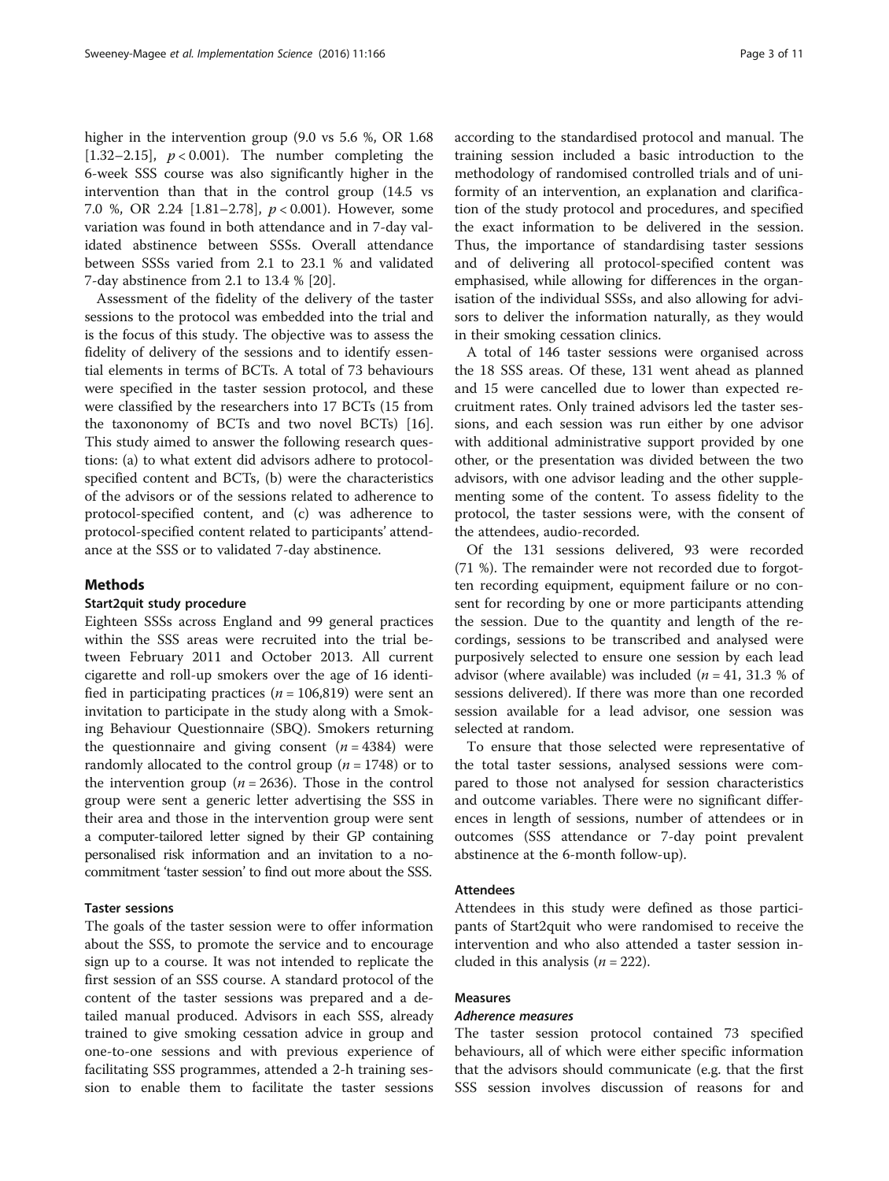higher in the intervention group (9.0 vs 5.6 %, OR 1.68 [1.32–2.15], $p < 0.001$). The number completing the 6-week SSS course was also significantly higher in the intervention than that in the control group (14.5 vs 7.0 %, OR 2.24 [1.81–2.78], $p < 0.001$). However, some variation was found in both attendance and in 7-day validated abstinence between SSSs. Overall attendance between SSSs varied from 2.1 to 23.1 % and validated 7-day abstinence from 2.1 to 13.4 % [20].

Assessment of the fidelity of the delivery of the taster sessions to the protocol was embedded into the trial and is the focus of this study. The objective was to assess the fidelity of delivery of the sessions and to identify essential elements in terms of BCTs. A total of 73 behaviours were specified in the taster session protocol, and these were classified by the researchers into 17 BCTs (15 from the taxononomy of BCTs and two novel BCTs) [16]. This study aimed to answer the following research questions: (a) to what extent did advisors adhere to protocol-specified content and BCTs, (b) were the characteristics of the advisors or of the sessions related to adherence to protocol-specified content, and (c) was adherence to protocol-specified content related to participants' attendance at the SSS or to validated 7-day abstinence.

## Methods

### Start2quit study procedure

Eighteen SSSs across England and 99 general practices within the SSS areas were recruited into the trial between February 2011 and October 2013. All current cigarette and roll-up smokers over the age of 16 identified in participating practices ($n = 106{,}819$) were sent an invitation to participate in the study along with a Smoking Behaviour Questionnaire (SBQ). Smokers returning the questionnaire and giving consent ($n = 4384$) were randomly allocated to the control group ($n = 1748$) or to the intervention group ($n = 2636$). Those in the control group were sent a generic letter advertising the SSS in their area and those in the intervention group were sent a computer-tailored letter signed by their GP containing personalised risk information and an invitation to a no-commitment 'taster session' to find out more about the SSS.

### Taster sessions

The goals of the taster session were to offer information about the SSS, to promote the service and to encourage sign up to a course. It was not intended to replicate the first session of an SSS course. A standard protocol of the content of the taster sessions was prepared and a detailed manual produced. Advisors in each SSS, already trained to give smoking cessation advice in group and one-to-one sessions and with previous experience of facilitating SSS programmes, attended a 2-h training session to enable them to facilitate the taster sessions according to the standardised protocol and manual. The training session included a basic introduction to the methodology of randomised controlled trials and of uniformity of an intervention, an explanation and clarification of the study protocol and procedures, and specified the exact information to be delivered in the session. Thus, the importance of standardising taster sessions and of delivering all protocol-specified content was emphasised, while allowing for differences in the organisation of the individual SSSs, and also allowing for advisors to deliver the information naturally, as they would in their smoking cessation clinics.

A total of 146 taster sessions were organised across the 18 SSS areas. Of these, 131 went ahead as planned and 15 were cancelled due to lower than expected recruitment rates. Only trained advisors led the taster sessions, and each session was run either by one advisor with additional administrative support provided by one other, or the presentation was divided between the two advisors, with one advisor leading and the other supplementing some of the content. To assess fidelity to the protocol, the taster sessions were, with the consent of the attendees, audio-recorded.

Of the 131 sessions delivered, 93 were recorded (71 %). The remainder were not recorded due to forgotten recording equipment, equipment failure or no consent for recording by one or more participants attending the session. Due to the quantity and length of the recordings, sessions to be transcribed and analysed were purposively selected to ensure one session by each lead advisor (where available) was included ($n = 41$, 31.3 % of sessions delivered). If there was more than one recorded session available for a lead advisor, one session was selected at random.

To ensure that those selected were representative of the total taster sessions, analysed sessions were compared to those not analysed for session characteristics and outcome variables. There were no significant differences in length of sessions, number of attendees or in outcomes (SSS attendance or 7-day point prevalent abstinence at the 6-month follow-up).

### Attendees

Attendees in this study were defined as those participants of Start2quit who were randomised to receive the intervention and who also attended a taster session included in this analysis ($n = 222$).

### Measures

#### *Adherence measures*

The taster session protocol contained 73 specified behaviours, all of which were either specific information that the advisors should communicate (e.g. that the first SSS session involves discussion of reasons for and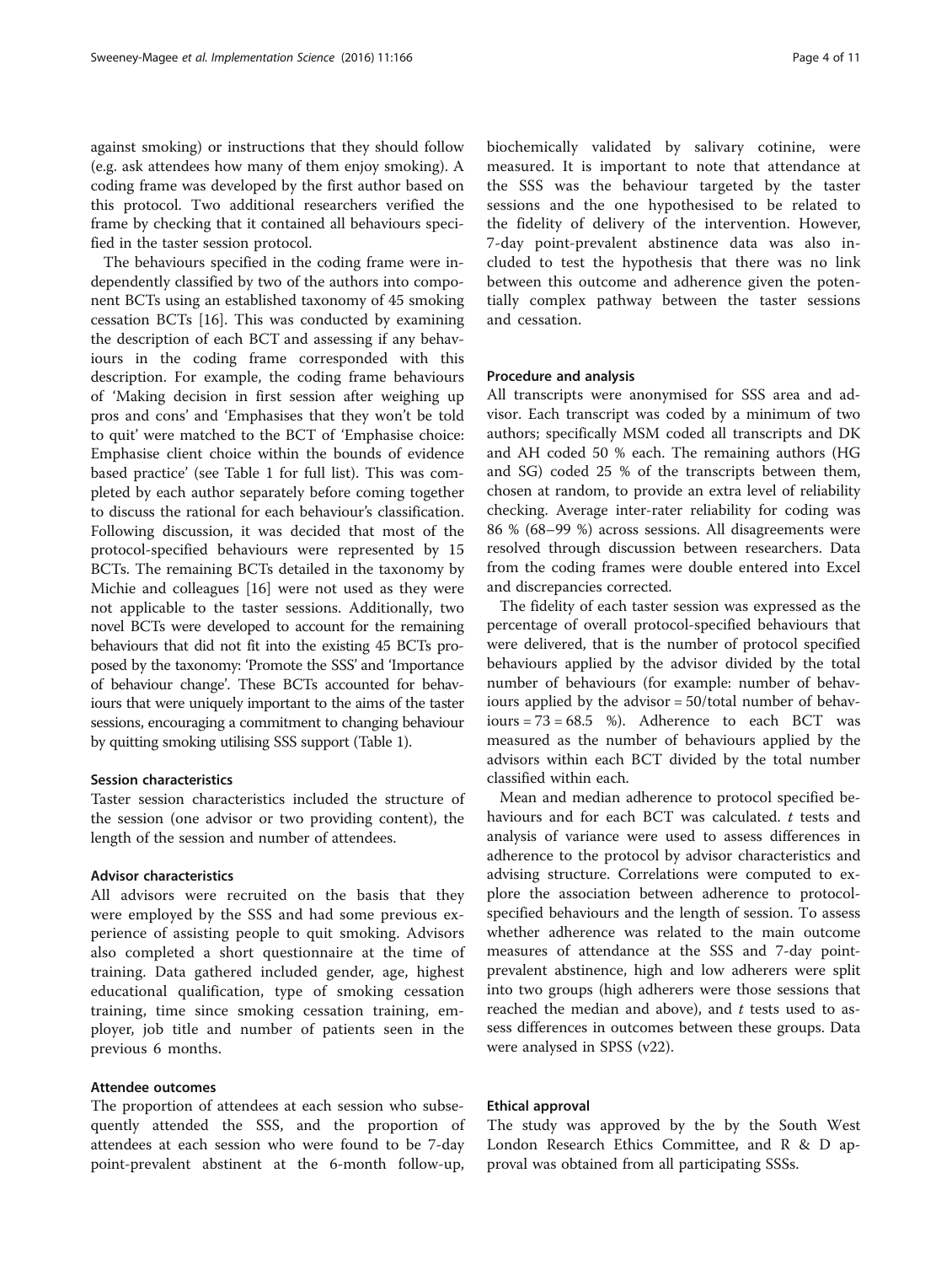against smoking) or instructions that they should follow (e.g. ask attendees how many of them enjoy smoking). A coding frame was developed by the first author based on this protocol. Two additional researchers verified the frame by checking that it contained all behaviours specified in the taster session protocol.

The behaviours specified in the coding frame were independently classified by two of the authors into component BCTs using an established taxonomy of 45 smoking cessation BCTs [16]. This was conducted by examining the description of each BCT and assessing if any behaviours in the coding frame corresponded with this description. For example, the coding frame behaviours of 'Making decision in first session after weighing up pros and cons' and 'Emphasises that they won't be told to quit' were matched to the BCT of 'Emphasise choice: Emphasise client choice within the bounds of evidence based practice' (see Table 1 for full list). This was completed by each author separately before coming together to discuss the rational for each behaviour's classification. Following discussion, it was decided that most of the protocol-specified behaviours were represented by 15 BCTs. The remaining BCTs detailed in the taxonomy by Michie and colleagues [16] were not used as they were not applicable to the taster sessions. Additionally, two novel BCTs were developed to account for the remaining behaviours that did not fit into the existing 45 BCTs proposed by the taxonomy: 'Promote the SSS' and 'Importance of behaviour change'. These BCTs accounted for behaviours that were uniquely important to the aims of the taster sessions, encouraging a commitment to changing behaviour by quitting smoking utilising SSS support (Table 1).

### Session characteristics

Taster session characteristics included the structure of the session (one advisor or two providing content), the length of the session and number of attendees.

### Advisor characteristics

All advisors were recruited on the basis that they were employed by the SSS and had some previous experience of assisting people to quit smoking. Advisors also completed a short questionnaire at the time of training. Data gathered included gender, age, highest educational qualification, type of smoking cessation training, time since smoking cessation training, employer, job title and number of patients seen in the previous 6 months.

### Attendee outcomes

The proportion of attendees at each session who subsequently attended the SSS, and the proportion of attendees at each session who were found to be 7-day point-prevalent abstinent at the 6-month follow-up, biochemically validated by salivary cotinine, were measured. It is important to note that attendance at the SSS was the behaviour targeted by the taster sessions and the one hypothesised to be related to the fidelity of delivery of the intervention. However, 7-day point-prevalent abstinence data was also included to test the hypothesis that there was no link between this outcome and adherence given the potentially complex pathway between the taster sessions and cessation.

### Procedure and analysis

All transcripts were anonymised for SSS area and advisor. Each transcript was coded by a minimum of two authors; specifically MSM coded all transcripts and DK and AH coded 50 % each. The remaining authors (HG and SG) coded 25 % of the transcripts between them, chosen at random, to provide an extra level of reliability checking. Average inter-rater reliability for coding was 86 % (68–99 %) across sessions. All disagreements were resolved through discussion between researchers. Data from the coding frames were double entered into Excel and discrepancies corrected.

The fidelity of each taster session was expressed as the percentage of overall protocol-specified behaviours that were delivered, that is the number of protocol specified behaviours applied by the advisor divided by the total number of behaviours (for example: number of behaviours applied by the advisor = 50/total number of behaviours = 73 = 68.5 %). Adherence to each BCT was measured as the number of behaviours applied by the advisors within each BCT divided by the total number classified within each.

Mean and median adherence to protocol specified behaviours and for each BCT was calculated. *t* tests and analysis of variance were used to assess differences in adherence to the protocol by advisor characteristics and advising structure. Correlations were computed to explore the association between adherence to protocol-specified behaviours and the length of session. To assess whether adherence was related to the main outcome measures of attendance at the SSS and 7-day point-prevalent abstinence, high and low adherers were split into two groups (high adherers were those sessions that reached the median and above), and *t* tests used to assess differences in outcomes between these groups. Data were analysed in SPSS (v22).

### Ethical approval

The study was approved by the by the South West London Research Ethics Committee, and R & D approval was obtained from all participating SSSs.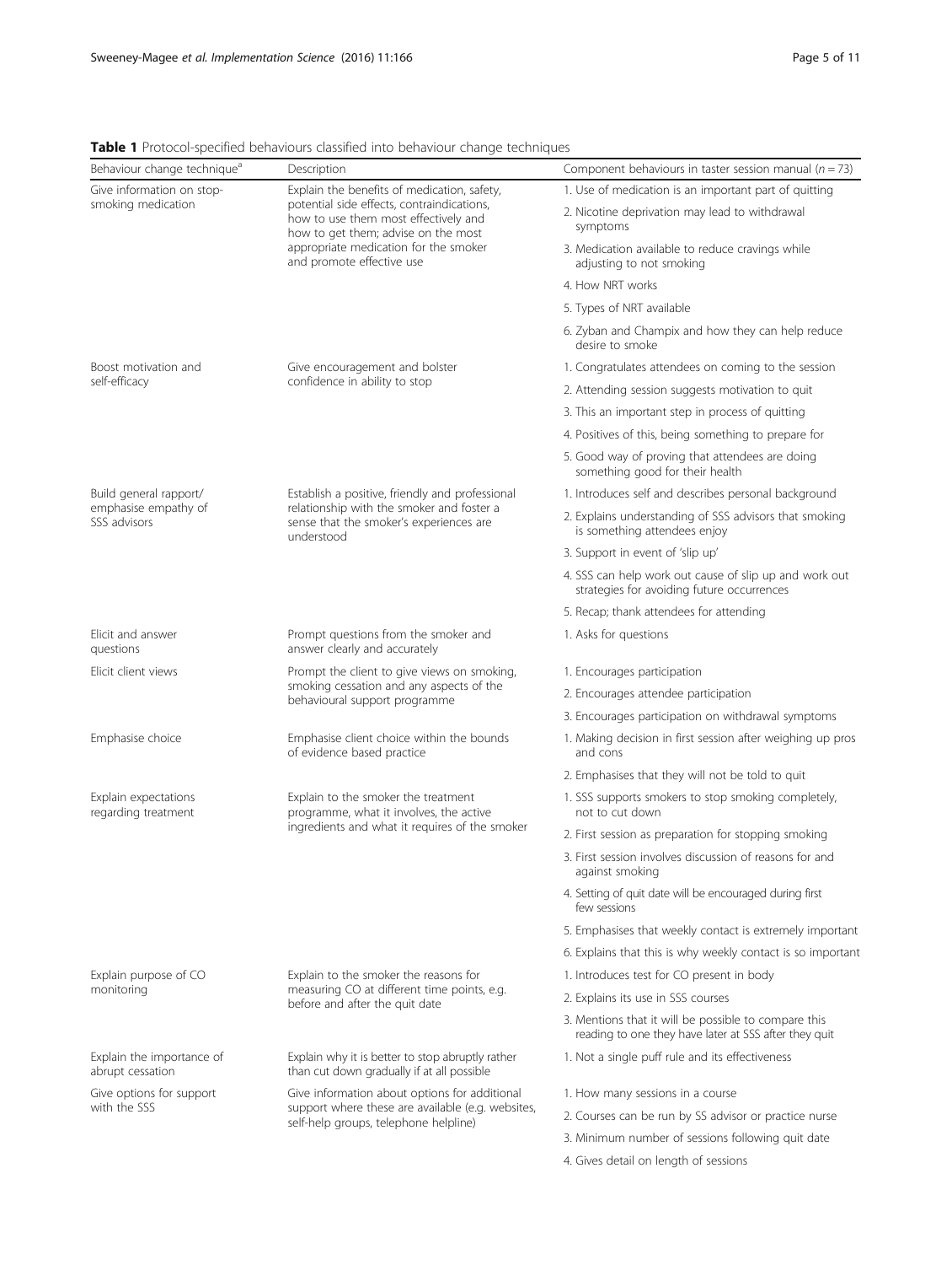**Table 1** Protocol-specified behaviours classified into behaviour change techniques

| Behaviour change technique[a] | Description | Component behaviours in taster session manual ($n = 73$) |
|---|---|---|
| Give information on stop-smoking medication | Explain the benefits of medication, safety, potential side effects, contraindications, how to use them most effectively and how to get them; advise on the most appropriate medication for the smoker and promote effective use | 1. Use of medication is an important part of quitting |
| | | 2. Nicotine deprivation may lead to withdrawal symptoms |
| | | 3. Medication available to reduce cravings while adjusting to not smoking |
| | | 4. How NRT works |
| | | 5. Types of NRT available |
| | | 6. Zyban and Champix and how they can help reduce desire to smoke |
| Boost motivation and self-efficacy | Give encouragement and bolster confidence in ability to stop | 1. Congratulates attendees on coming to the session |
| | | 2. Attending session suggests motivation to quit |
| | | 3. This an important step in process of quitting |
| | | 4. Positives of this, being something to prepare for |
| | | 5. Good way of proving that attendees are doing something good for their health |
| Build general rapport/ emphasise empathy of SSS advisors | Establish a positive, friendly and professional relationship with the smoker and foster a sense that the smoker's experiences are understood | 1. Introduces self and describes personal background |
| | | 2. Explains understanding of SSS advisors that smoking is something attendees enjoy |
| | | 3. Support in event of 'slip up' |
| | | 4. SSS can help work out cause of slip up and work out strategies for avoiding future occurrences |
| | | 5. Recap; thank attendees for attending |
| Elicit and answer questions | Prompt questions from the smoker and answer clearly and accurately | 1. Asks for questions |
| Elicit client views | Prompt the client to give views on smoking, smoking cessation and any aspects of the behavioural support programme | 1. Encourages participation |
| | | 2. Encourages attendee participation |
| | | 3. Encourages participation on withdrawal symptoms |
| Emphasise choice | Emphasise client choice within the bounds of evidence based practice | 1. Making decision in first session after weighing up pros and cons |
| | | 2. Emphasises that they will not be told to quit |
| Explain expectations regarding treatment | Explain to the smoker the treatment programme, what it involves, the active ingredients and what it requires of the smoker | 1. SSS supports smokers to stop smoking completely, not to cut down |
| | | 2. First session as preparation for stopping smoking |
| | | 3. First session involves discussion of reasons for and against smoking |
| | | 4. Setting of quit date will be encouraged during first few sessions |
| | | 5. Emphasises that weekly contact is extremely important |
| | | 6. Explains that this is why weekly contact is so important |
| Explain purpose of CO monitoring | Explain to the smoker the reasons for measuring CO at different time points, e.g. before and after the quit date | 1. Introduces test for CO present in body |
| | | 2. Explains its use in SSS courses |
| | | 3. Mentions that it will be possible to compare this reading to one they have later at SSS after they quit |
| Explain the importance of abrupt cessation | Explain why it is better to stop abruptly rather than cut down gradually if at all possible | 1. Not a single puff rule and its effectiveness |
| Give options for support with the SSS | Give information about options for additional support where these are available (e.g. websites, self-help groups, telephone helpline) | 1. How many sessions in a course |
| | | 2. Courses can be run by SS advisor or practice nurse |
| | | 3. Minimum number of sessions following quit date |
| | | 4. Gives detail on length of sessions |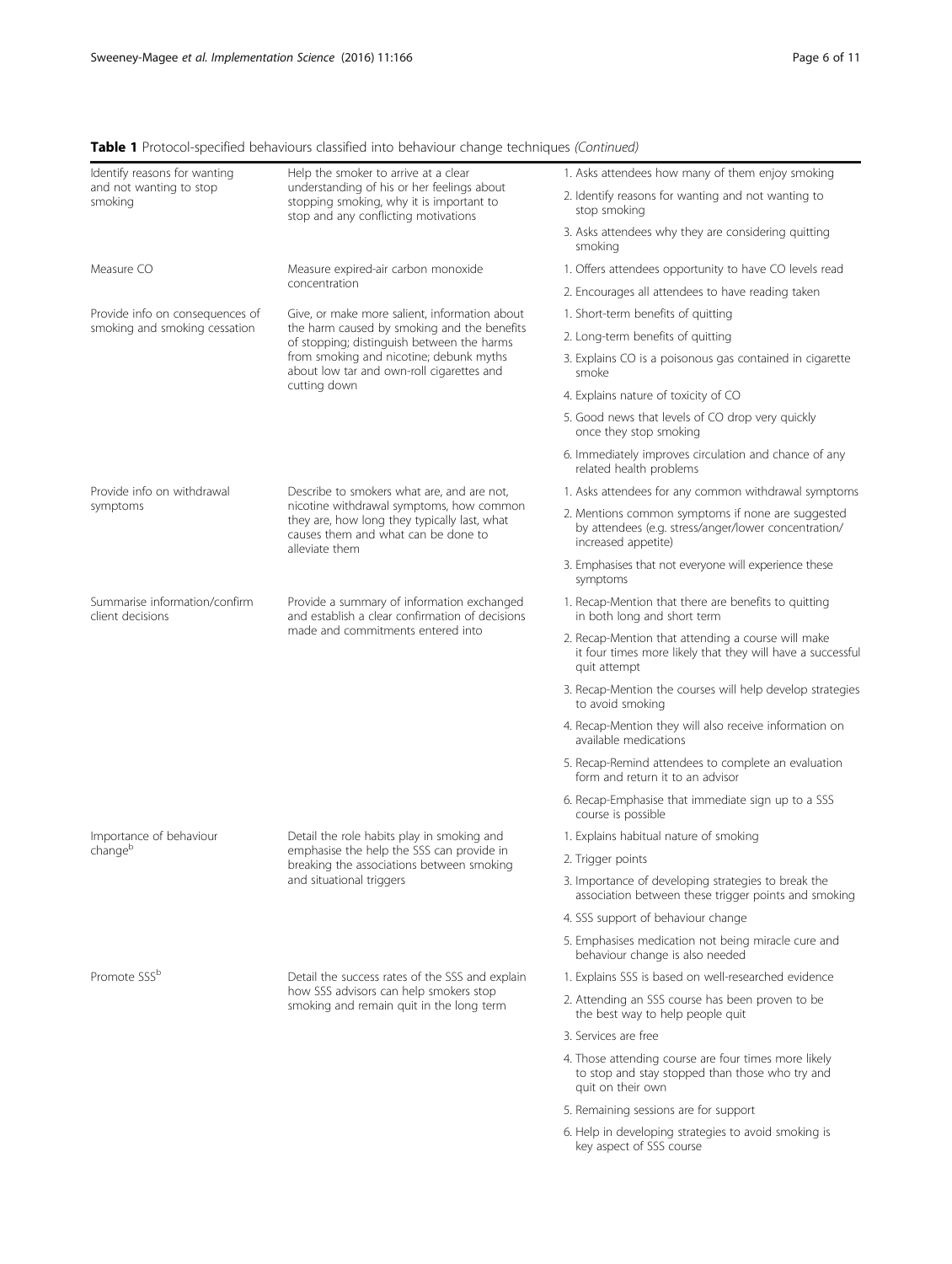**Table 1** Protocol-specified behaviours classified into behaviour change techniques *(Continued)*

| | | |
|---|---|---|
| Identify reasons for wanting and not wanting to stop smoking | Help the smoker to arrive at a clear understanding of his or her feelings about stopping smoking, why it is important to stop and any conflicting motivations | 1. Asks attendees how many of them enjoy smoking |
| | | 2. Identify reasons for wanting and not wanting to stop smoking |
| | | 3. Asks attendees why they are considering quitting smoking |
| Measure CO | Measure expired-air carbon monoxide concentration | 1. Offers attendees opportunity to have CO levels read |
| | | 2. Encourages all attendees to have reading taken |
| Provide info on consequences of smoking and smoking cessation | Give, or make more salient, information about the harm caused by smoking and the benefits of stopping; distinguish between the harms from smoking and nicotine; debunk myths about low tar and own-roll cigarettes and cutting down | 1. Short-term benefits of quitting |
| | | 2. Long-term benefits of quitting |
| | | 3. Explains CO is a poisonous gas contained in cigarette smoke |
| | | 4. Explains nature of toxicity of CO |
| | | 5. Good news that levels of CO drop very quickly once they stop smoking |
| | | 6. Immediately improves circulation and chance of any related health problems |
| Provide info on withdrawal symptoms | Describe to smokers what are, and are not, nicotine withdrawal symptoms, how common they are, how long they typically last, what causes them and what can be done to alleviate them | 1. Asks attendees for any common withdrawal symptoms |
| | | 2. Mentions common symptoms if none are suggested by attendees (e.g. stress/anger/lower concentration/ increased appetite) |
| | | 3. Emphasises that not everyone will experience these symptoms |
| Summarise information/confirm client decisions | Provide a summary of information exchanged and establish a clear confirmation of decisions made and commitments entered into | 1. Recap-Mention that there are benefits to quitting in both long and short term |
| | | 2. Recap-Mention that attending a course will make it four times more likely that they will have a successful quit attempt |
| | | 3. Recap-Mention the courses will help develop strategies to avoid smoking |
| | | 4. Recap-Mention they will also receive information on available medications |
| | | 5. Recap-Remind attendees to complete an evaluation form and return it to an advisor |
| | | 6. Recap-Emphasise that immediate sign up to a SSS course is possible |
| Importance of behaviour change[b] | Detail the role habits play in smoking and emphasise the help the SSS can provide in breaking the associations between smoking and situational triggers | 1. Explains habitual nature of smoking |
| | | 2. Trigger points |
| | | 3. Importance of developing strategies to break the association between these trigger points and smoking |
| | | 4. SSS support of behaviour change |
| | | 5. Emphasises medication not being miracle cure and behaviour change is also needed |
| Promote SSS[b] | Detail the success rates of the SSS and explain how SSS advisors can help smokers stop smoking and remain quit in the long term | 1. Explains SSS is based on well-researched evidence |
| | | 2. Attending an SSS course has been proven to be the best way to help people quit |
| | | 3. Services are free |
| | | 4. Those attending course are four times more likely to stop and stay stopped than those who try and quit on their own |
| | | 5. Remaining sessions are for support |
| | | 6. Help in developing strategies to avoid smoking is key aspect of SSS course |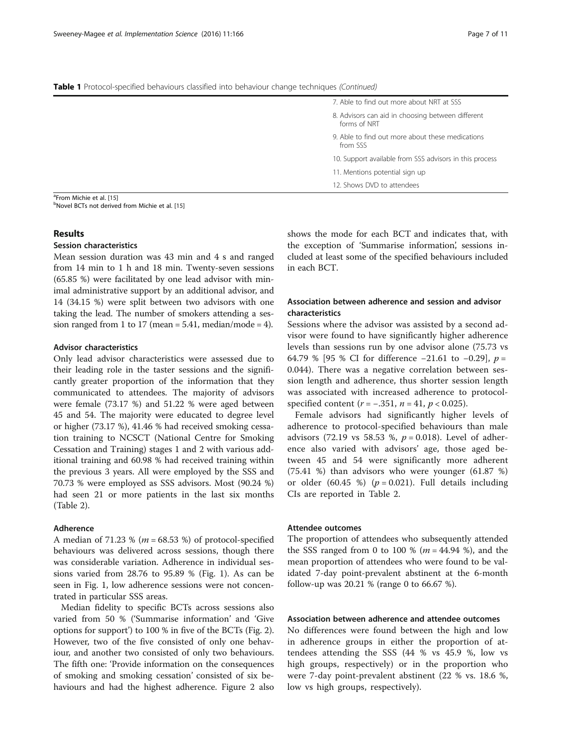**Table 1** Protocol-specified behaviours classified into behaviour change techniques *(Continued)*

| | |
|---|---|
| | 7. Able to find out more about NRT at SSS |
| | 8. Advisors can aid in choosing between different forms of NRT |
| | 9. Able to find out more about these medications from SSS |
| | 10. Support available from SSS advisors in this process |
| | 11. Mentions potential sign up |
| | 12. Shows DVD to attendees |

[a]From Michie et al. [15]
[b]Novel BCTs not derived from Michie et al. [15]

## Results

### Session characteristics

Mean session duration was 43 min and 4 s and ranged from 14 min to 1 h and 18 min. Twenty-seven sessions (65.85 %) were facilitated by one lead advisor with minimal administrative support by an additional advisor, and 14 (34.15 %) were split between two advisors with one taking the lead. The number of smokers attending a session ranged from 1 to 17 (mean = 5.41, median/mode = 4).

### Advisor characteristics

Only lead advisor characteristics were assessed due to their leading role in the taster sessions and the significantly greater proportion of the information that they communicated to attendees. The majority of advisors were female (73.17 %) and 51.22 % were aged between 45 and 54. The majority were educated to degree level or higher (73.17 %), 41.46 % had received smoking cessation training to NCSCT (National Centre for Smoking Cessation and Training) stages 1 and 2 with various additional training and 60.98 % had received training within the previous 3 years. All were employed by the SSS and 70.73 % were employed as SSS advisors. Most (90.24 %) had seen 21 or more patients in the last six months (Table 2).

### Adherence

A median of 71.23 % ($m$ = 68.53 %) of protocol-specified behaviours was delivered across sessions, though there was considerable variation. Adherence in individual sessions varied from 28.76 to 95.89 % (Fig. 1). As can be seen in Fig. 1, low adherence sessions were not concentrated in particular SSS areas.

Median fidelity to specific BCTs across sessions also varied from 50 % ('Summarise information' and 'Give options for support') to 100 % in five of the BCTs (Fig. 2). However, two of the five consisted of only one behaviour, and another two consisted of only two behaviours. The fifth one: 'Provide information on the consequences of smoking and smoking cessation' consisted of six behaviours and had the highest adherence. Figure 2 also shows the mode for each BCT and indicates that, with the exception of 'Summarise information', sessions included at least some of the specified behaviours included in each BCT.

### Association between adherence and session and advisor characteristics

Sessions where the advisor was assisted by a second advisor were found to have significantly higher adherence levels than sessions run by one advisor alone (75.73 vs 64.79 % [95 % CI for difference −21.61 to −0.29], $p$ = 0.044). There was a negative correlation between session length and adherence, thus shorter session length was associated with increased adherence to protocol-specified content ($r = -.351$, $n = 41$, $p < 0.025$).

Female advisors had significantly higher levels of adherence to protocol-specified behaviours than male advisors (72.19 vs 58.53 %, $p = 0.018$). Level of adherence also varied with advisors' age, those aged between 45 and 54 were significantly more adherent (75.41 %) than advisors who were younger (61.87 %) or older (60.45 %) ($p = 0.021$). Full details including CIs are reported in Table 2.

### Attendee outcomes

The proportion of attendees who subsequently attended the SSS ranged from 0 to 100 % ($m$ = 44.94 %), and the mean proportion of attendees who were found to be validated 7-day point-prevalent abstinent at the 6-month follow-up was 20.21 % (range 0 to 66.67 %).

### Association between adherence and attendee outcomes

No differences were found between the high and low in adherence groups in either the proportion of attendees attending the SSS (44 % vs 45.9 %, low vs high groups, respectively) or in the proportion who were 7-day point-prevalent abstinent (22 % vs. 18.6 %, low vs high groups, respectively).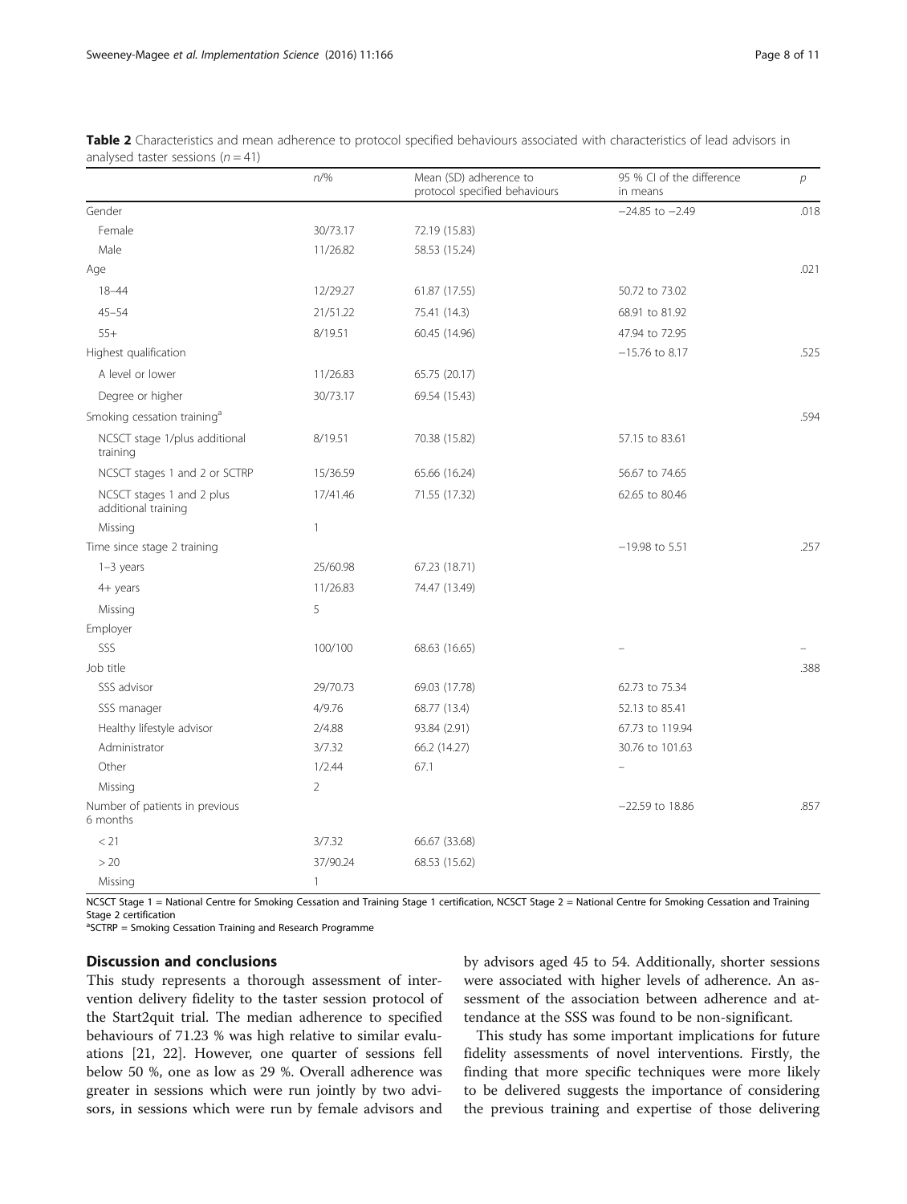**Table 2** Characteristics and mean adherence to protocol specified behaviours associated with characteristics of lead advisors in analysed taster sessions ($n = 41$)

| | n/% | Mean (SD) adherence to protocol specified behaviours | 95 % CI of the difference in means | p |
|---|---|---|---|---|
| Gender | | | −24.85 to −2.49 | .018 |
| Female | 30/73.17 | 72.19 (15.83) | | |
| Male | 11/26.82 | 58.53 (15.24) | | |
| Age | | | | .021 |
| 18–44 | 12/29.27 | 61.87 (17.55) | 50.72 to 73.02 | |
| 45–54 | 21/51.22 | 75.41 (14.3) | 68.91 to 81.92 | |
| 55+ | 8/19.51 | 60.45 (14.96) | 47.94 to 72.95 | |
| Highest qualification | | | −15.76 to 8.17 | .525 |
| A level or lower | 11/26.83 | 65.75 (20.17) | | |
| Degree or higher | 30/73.17 | 69.54 (15.43) | | |
| Smoking cessation training[a] | | | | .594 |
| NCSCT stage 1/plus additional training | 8/19.51 | 70.38 (15.82) | 57.15 to 83.61 | |
| NCSCT stages 1 and 2 or SCTRP | 15/36.59 | 65.66 (16.24) | 56.67 to 74.65 | |
| NCSCT stages 1 and 2 plus additional training | 17/41.46 | 71.55 (17.32) | 62.65 to 80.46 | |
| Missing | 1 | | | |
| Time since stage 2 training | | | −19.98 to 5.51 | .257 |
| 1–3 years | 25/60.98 | 67.23 (18.71) | | |
| 4+ years | 11/26.83 | 74.47 (13.49) | | |
| Missing | 5 | | | |
| Employer | | | | |
| SSS | 100/100 | 68.63 (16.65) | – | – |
| Job title | | | | .388 |
| SSS advisor | 29/70.73 | 69.03 (17.78) | 62.73 to 75.34 | |
| SSS manager | 4/9.76 | 68.77 (13.4) | 52.13 to 85.41 | |
| Healthy lifestyle advisor | 2/4.88 | 93.84 (2.91) | 67.73 to 119.94 | |
| Administrator | 3/7.32 | 66.2 (14.27) | 30.76 to 101.63 | |
| Other | 1/2.44 | 67.1 | – | |
| Missing | 2 | | | |
| Number of patients in previous 6 months | | | −22.59 to 18.86 | .857 |
| < 21 | 3/7.32 | 66.67 (33.68) | | |
| > 20 | 37/90.24 | 68.53 (15.62) | | |
| Missing | 1 | | | |

NCSCT Stage 1 = National Centre for Smoking Cessation and Training Stage 1 certification, NCSCT Stage 2 = National Centre for Smoking Cessation and Training Stage 2 certification

[a]SCTRP = Smoking Cessation Training and Research Programme

## Discussion and conclusions

This study represents a thorough assessment of intervention delivery fidelity to the taster session protocol of the Start2quit trial. The median adherence to specified behaviours of 71.23 % was high relative to similar evaluations [21, 22]. However, one quarter of sessions fell below 50 %, one as low as 29 %. Overall adherence was greater in sessions which were run jointly by two advisors, in sessions which were run by female advisors and by advisors aged 45 to 54. Additionally, shorter sessions were associated with higher levels of adherence. An assessment of the association between adherence and attendance at the SSS was found to be non-significant.

This study has some important implications for future fidelity assessments of novel interventions. Firstly, the finding that more specific techniques were more likely to be delivered suggests the importance of considering the previous training and expertise of those delivering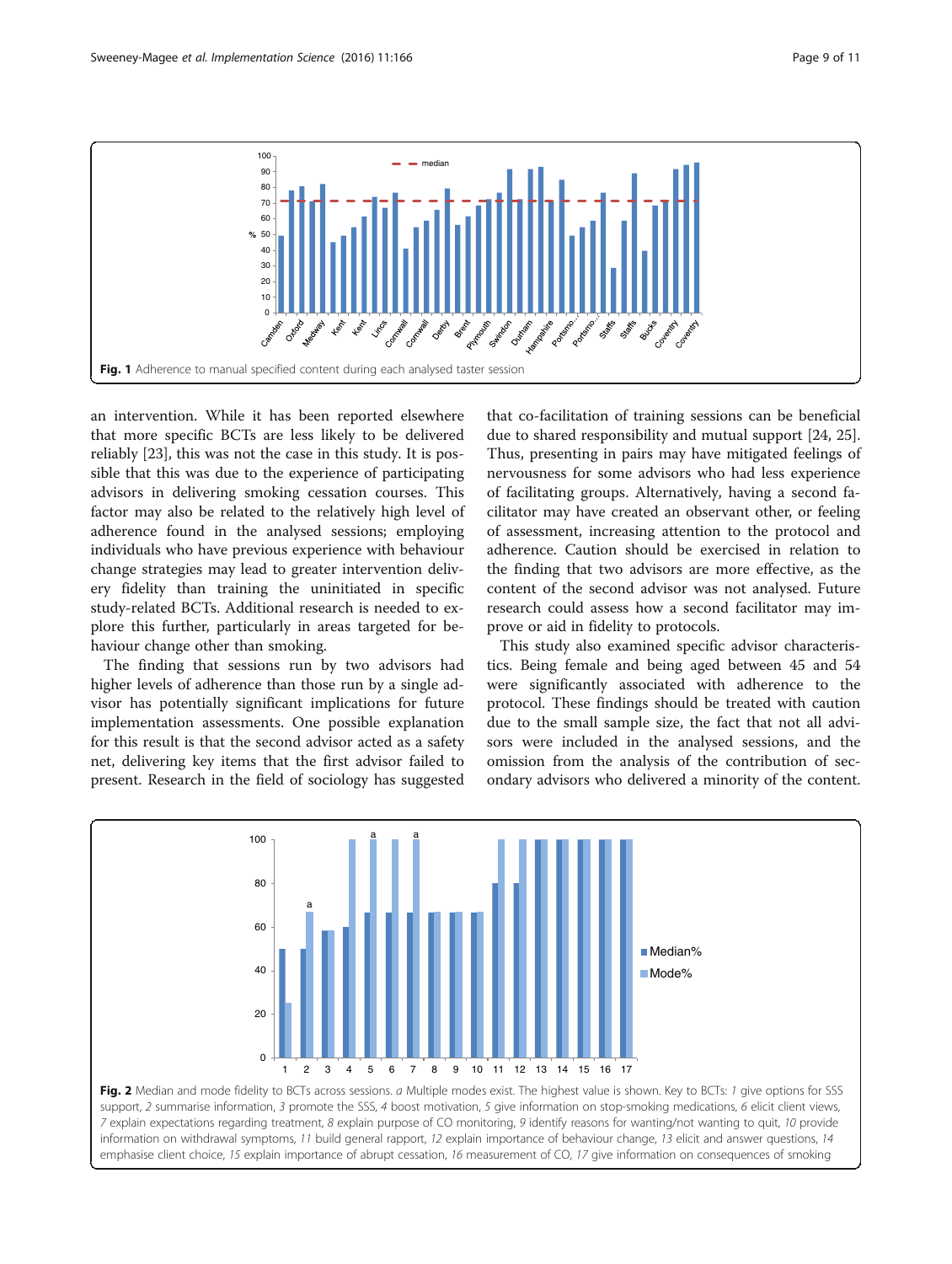Fig. 1 Adherence to manual specified content during each analysed taster session

an intervention. While it has been reported elsewhere that more specific BCTs are less likely to be delivered reliably [23], this was not the case in this study. It is possible that this was due to the experience of participating advisors in delivering smoking cessation courses. This factor may also be related to the relatively high level of adherence found in the analysed sessions; employing individuals who have previous experience with behaviour change strategies may lead to greater intervention delivery fidelity than training the uninitiated in specific study-related BCTs. Additional research is needed to explore this further, particularly in areas targeted for behaviour change other than smoking.

The finding that sessions run by two advisors had higher levels of adherence than those run by a single advisor has potentially significant implications for future implementation assessments. One possible explanation for this result is that the second advisor acted as a safety net, delivering key items that the first advisor failed to present. Research in the field of sociology has suggested that co-facilitation of training sessions can be beneficial due to shared responsibility and mutual support [24, 25]. Thus, presenting in pairs may have mitigated feelings of nervousness for some advisors who had less experience of facilitating groups. Alternatively, having a second facilitator may have created an observant other, or feeling of assessment, increasing attention to the protocol and adherence. Caution should be exercised in relation to the finding that two advisors are more effective, as the content of the second advisor was not analysed. Future research could assess how a second facilitator may improve or aid in fidelity to protocols.

This study also examined specific advisor characteristics. Being female and being aged between 45 and 54 were significantly associated with adherence to the protocol. These findings should be treated with caution due to the small sample size, the fact that not all advisors were included in the analysed sessions, and the omission from the analysis of the contribution of secondary advisors who delivered a minority of the content.

Fig. 2 Median and mode fidelity to BCTs across sessions. *a* Multiple modes exist. The highest value is shown. Key to BCTs: *1* give options for SSS support, *2* summarise information, *3* promote the SSS, *4* boost motivation, *5* give information on stop-smoking medications, *6* elicit client views, *7* explain expectations regarding treatment, *8* explain purpose of CO monitoring, *9* identify reasons for wanting/not wanting to quit, *10* provide information on withdrawal symptoms, *11* build general rapport, *12* explain importance of behaviour change, *13* elicit and answer questions, *14* emphasise client choice, *15* explain importance of abrupt cessation, *16* measurement of CO, *17* give information on consequences of smoking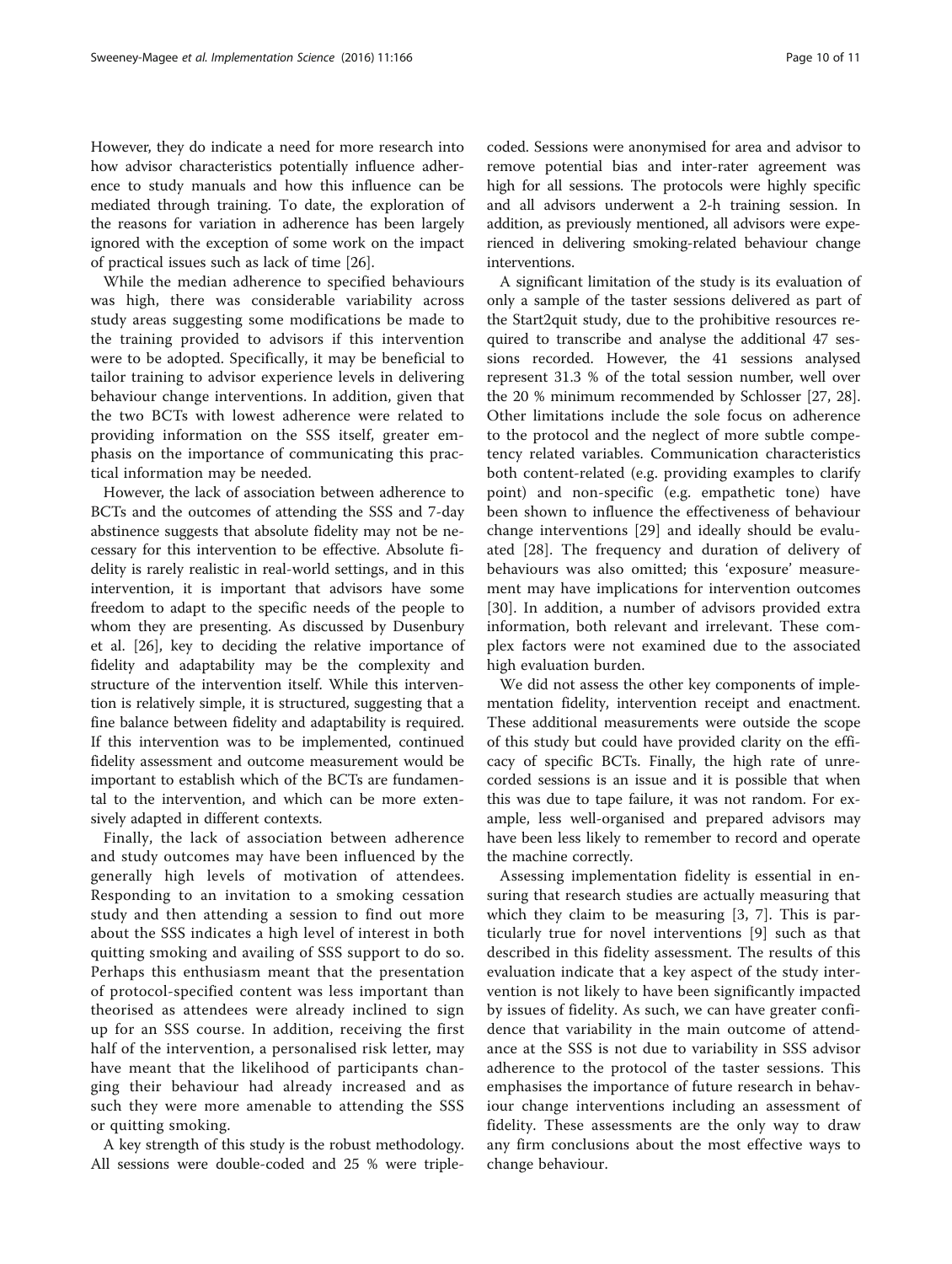However, they do indicate a need for more research into how advisor characteristics potentially influence adherence to study manuals and how this influence can be mediated through training. To date, the exploration of the reasons for variation in adherence has been largely ignored with the exception of some work on the impact of practical issues such as lack of time [26].

While the median adherence to specified behaviours was high, there was considerable variability across study areas suggesting some modifications be made to the training provided to advisors if this intervention were to be adopted. Specifically, it may be beneficial to tailor training to advisor experience levels in delivering behaviour change interventions. In addition, given that the two BCTs with lowest adherence were related to providing information on the SSS itself, greater emphasis on the importance of communicating this practical information may be needed.

However, the lack of association between adherence to BCTs and the outcomes of attending the SSS and 7-day abstinence suggests that absolute fidelity may not be necessary for this intervention to be effective. Absolute fidelity is rarely realistic in real-world settings, and in this intervention, it is important that advisors have some freedom to adapt to the specific needs of the people to whom they are presenting. As discussed by Dusenbury et al. [26], key to deciding the relative importance of fidelity and adaptability may be the complexity and structure of the intervention itself. While this intervention is relatively simple, it is structured, suggesting that a fine balance between fidelity and adaptability is required. If this intervention was to be implemented, continued fidelity assessment and outcome measurement would be important to establish which of the BCTs are fundamental to the intervention, and which can be more extensively adapted in different contexts.

Finally, the lack of association between adherence and study outcomes may have been influenced by the generally high levels of motivation of attendees. Responding to an invitation to a smoking cessation study and then attending a session to find out more about the SSS indicates a high level of interest in both quitting smoking and availing of SSS support to do so. Perhaps this enthusiasm meant that the presentation of protocol-specified content was less important than theorised as attendees were already inclined to sign up for an SSS course. In addition, receiving the first half of the intervention, a personalised risk letter, may have meant that the likelihood of participants changing their behaviour had already increased and as such they were more amenable to attending the SSS or quitting smoking.

A key strength of this study is the robust methodology. All sessions were double-coded and 25 % were triple-coded. Sessions were anonymised for area and advisor to remove potential bias and inter-rater agreement was high for all sessions. The protocols were highly specific and all advisors underwent a 2-h training session. In addition, as previously mentioned, all advisors were experienced in delivering smoking-related behaviour change interventions.

A significant limitation of the study is its evaluation of only a sample of the taster sessions delivered as part of the Start2quit study, due to the prohibitive resources required to transcribe and analyse the additional 47 sessions recorded. However, the 41 sessions analysed represent 31.3 % of the total session number, well over the 20 % minimum recommended by Schlosser [27, 28]. Other limitations include the sole focus on adherence to the protocol and the neglect of more subtle competency related variables. Communication characteristics both content-related (e.g. providing examples to clarify point) and non-specific (e.g. empathetic tone) have been shown to influence the effectiveness of behaviour change interventions [29] and ideally should be evaluated [28]. The frequency and duration of delivery of behaviours was also omitted; this 'exposure' measurement may have implications for intervention outcomes [30]. In addition, a number of advisors provided extra information, both relevant and irrelevant. These complex factors were not examined due to the associated high evaluation burden.

We did not assess the other key components of implementation fidelity, intervention receipt and enactment. These additional measurements were outside the scope of this study but could have provided clarity on the efficacy of specific BCTs. Finally, the high rate of unrecorded sessions is an issue and it is possible that when this was due to tape failure, it was not random. For example, less well-organised and prepared advisors may have been less likely to remember to record and operate the machine correctly.

Assessing implementation fidelity is essential in ensuring that research studies are actually measuring that which they claim to be measuring [3, 7]. This is particularly true for novel interventions [9] such as that described in this fidelity assessment. The results of this evaluation indicate that a key aspect of the study intervention is not likely to have been significantly impacted by issues of fidelity. As such, we can have greater confidence that variability in the main outcome of attendance at the SSS is not due to variability in SSS advisor adherence to the protocol of the taster sessions. This emphasises the importance of future research in behaviour change interventions including an assessment of fidelity. These assessments are the only way to draw any firm conclusions about the most effective ways to change behaviour.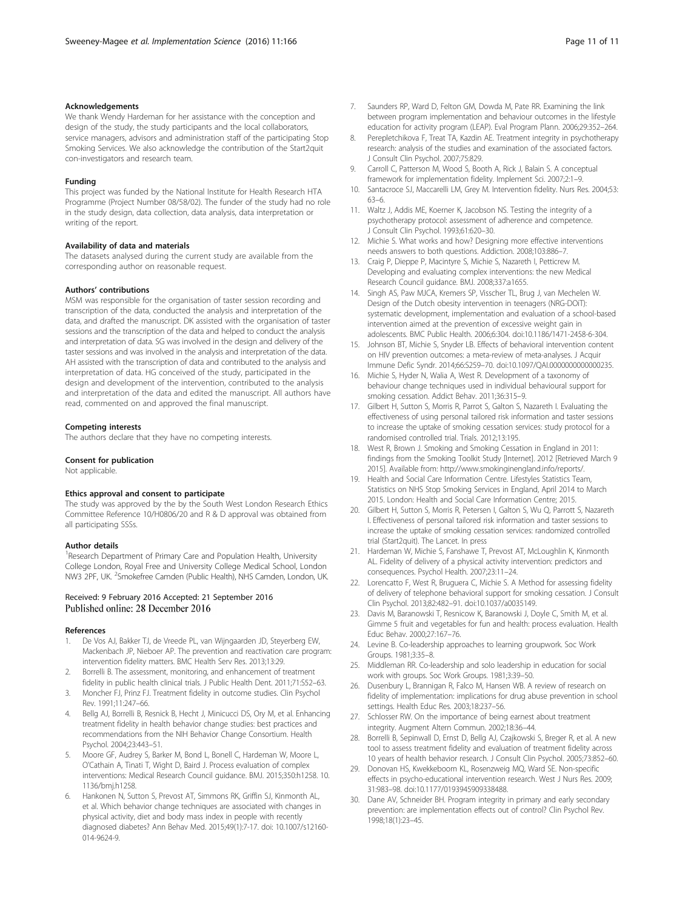#### Acknowledgements

We thank Wendy Hardeman for her assistance with the conception and design of the study, the study participants and the local collaborators, service managers, advisors and administration staff of the participating Stop Smoking Services. We also acknowledge the contribution of the Start2quit con-investigators and research team.

#### Funding

This project was funded by the National Institute for Health Research HTA Programme (Project Number 08/58/02). The funder of the study had no role in the study design, data collection, data analysis, data interpretation or writing of the report.

#### Availability of data and materials

The datasets analysed during the current study are available from the corresponding author on reasonable request.

#### Authors' contributions

MSM was responsible for the organisation of taster session recording and transcription of the data, conducted the analysis and interpretation of the data, and drafted the manuscript. DK assisted with the organisation of taster sessions and the transcription of the data and helped to conduct the analysis and interpretation of data. SG was involved in the design and delivery of the taster sessions and was involved in the analysis and interpretation of the data. AH assisted with the transcription of data and contributed to the analysis and interpretation of data. HG conceived of the study, participated in the design and development of the intervention, contributed to the analysis and interpretation of the data and edited the manuscript. All authors have read, commented on and approved the final manuscript.

#### Competing interests

The authors declare that they have no competing interests.

#### Consent for publication

Not applicable.

#### Ethics approval and consent to participate

The study was approved by the by the South West London Research Ethics Committee Reference 10/H0806/20 and R & D approval was obtained from all participating SSSs.

#### Author details

[1]Research Department of Primary Care and Population Health, University College London, Royal Free and University College Medical School, London NW3 2PF, UK. [2]Smokefree Camden (Public Health), NHS Camden, London, UK.

Received: 9 February 2016 Accepted: 21 September 2016
Published online: 28 December 2016

#### References

1. De Vos AJ, Bakker TJ, de Vreede PL, van Wijngaarden JD, Steyerberg EW, Mackenbach JP, Nieboer AP. The prevention and reactivation care program: intervention fidelity matters. BMC Health Serv Res. 2013;13:29.
2. Borrelli B. The assessment, monitoring, and enhancement of treatment fidelity in public health clinical trials. J Public Health Dent. 2011;71:S52–63.
3. Moncher FJ, Prinz FJ. Treatment fidelity in outcome studies. Clin Psychol Rev. 1991;11:247–66.
4. Bellg AJ, Borrelli B, Resnick B, Hecht J, Minicucci DS, Ory M, et al. Enhancing treatment fidelity in health behavior change studies: best practices and recommendations from the NIH Behavior Change Consortium. Health Psychol. 2004;23:443–51.
5. Moore GF, Audrey S, Barker M, Bond L, Bonell C, Hardeman W, Moore L, O'Cathain A, Tinati T, Wight D, Baird J. Process evaluation of complex interventions: Medical Research Council guidance. BMJ. 2015;350:h1258. 10. 1136/bmj.h1258.
6. Hankonen N, Sutton S, Prevost AT, Simmons RK, Griffin SJ, Kinmonth AL, et al. Which behavior change techniques are associated with changes in physical activity, diet and body mass index in people with recently diagnosed diabetes? Ann Behav Med. 2015;49(1):7-17. doi: 10.1007/s12160-014-9624-9.
7. Saunders RP, Ward D, Felton GM, Dowda M, Pate RR. Examining the link between program implementation and behaviour outcomes in the lifestyle education for activity program (LEAP). Eval Program Plann. 2006;29:352–264.
8. Perepletchikova F, Treat TA, Kazdin AE. Treatment integrity in psychotherapy research: analysis of the studies and examination of the associated factors. J Consult Clin Psychol. 2007;75:829.
9. Carroll C, Patterson M, Wood S, Booth A, Rick J, Balain S. A conceptual framework for implementation fidelity. Implement Sci. 2007;2:1–9.
10. Santacroce SJ, Maccarelli LM, Grey M. Intervention fidelity. Nurs Res. 2004;53:63–6.
11. Waltz J, Addis ME, Koerner K, Jacobson NS. Testing the integrity of a psychotherapy protocol: assessment of adherence and competence. J Consult Clin Psychol. 1993;61:620–30.
12. Michie S. What works and how? Designing more effective interventions needs answers to both questions. Addiction. 2008;103:886–7.
13. Craig P, Dieppe P, Macintyre S, Michie S, Nazareth I, Petticrew M. Developing and evaluating complex interventions: the new Medical Research Council guidance. BMJ. 2008;337:a1655.
14. Singh AS, Paw MJCA, Kremers SP, Visscher TL, Brug J, van Mechelen W. Design of the Dutch obesity intervention in teenagers (NRG-DOiT): systematic development, implementation and evaluation of a school-based intervention aimed at the prevention of excessive weight gain in adolescents. BMC Public Health. 2006;6:304. doi:10.1186/1471-2458-6-304.
15. Johnson BT, Michie S, Snyder LB. Effects of behavioral intervention content on HIV prevention outcomes: a meta-review of meta-analyses. J Acquir Immune Defic Syndr. 2014;66:S259–70. doi:10.1097/QAI.0000000000000235.
16. Michie S, Hyder N, Walia A, West R. Development of a taxonomy of behaviour change techniques used in individual behavioural support for smoking cessation. Addict Behav. 2011;36:315–9.
17. Gilbert H, Sutton S, Morris R, Parrot S, Galton S, Nazareth I. Evaluating the effectiveness of using personal tailored risk information and taster sessions to increase the uptake of smoking cessation services: study protocol for a randomised controlled trial. Trials. 2012;13:195.
18. West R, Brown J. Smoking and Smoking Cessation in England in 2011: findings from the Smoking Toolkit Study [Internet]. 2012 [Retrieved March 9 2015]. Available from: http://www.smokinginengland.info/reports/.
19. Health and Social Care Information Centre. Lifestyles Statistics Team, Statistics on NHS Stop Smoking Services in England, April 2014 to March 2015. London: Health and Social Care Information Centre; 2015.
20. Gilbert H, Sutton S, Morris R, Petersen I, Galton S, Wu Q, Parrott S, Nazareth I. Effectiveness of personal tailored risk information and taster sessions to increase the uptake of smoking cessation services: randomized controlled trial (Start2quit). The Lancet. In press
21. Hardeman W, Michie S, Fanshawe T, Prevost AT, McLoughlin K, Kinmonth AL. Fidelity of delivery of a physical activity intervention: predictors and consequences. Psychol Health. 2007;23:11–24.
22. Lorencatto F, West R, Bruguera C, Michie S. A Method for assessing fidelity of delivery of telephone behavioral support for smoking cessation. J Consult Clin Psychol. 2013;82:482–91. doi:10.1037/a0035149.
23. Davis M, Baranowski T, Resnicow K, Baranowski J, Doyle C, Smith M, et al. Gimme 5 fruit and vegetables for fun and health: process evaluation. Health Educ Behav. 2000;27:167–76.
24. Levine B. Co-leadership approaches to learning groupwork. Soc Work Groups. 1981;3:35–8.
25. Middleman RR. Co-leadership and solo leadership in education for social work with groups. Soc Work Groups. 1981;3:39–50.
26. Dusenbury L, Brannigan R, Falco M, Hansen WB. A review of research on fidelity of implementation: implications for drug abuse prevention in school settings. Health Educ Res. 2003;18:237–56.
27. Schlosser RW. On the importance of being earnest about treatment integrity. Augment Altern Commun. 2002;18:36–44.
28. Borrelli B, Sepinwall D, Ernst D, Bellg AJ, Czajkowski S, Breger R, et al. A new tool to assess treatment fidelity and evaluation of treatment fidelity across 10 years of health behavior research. J Consult Clin Psychol. 2005;73:852–60.
29. Donovan HS, Kwekkeboom KL, Rosenzweig MQ, Ward SE. Non-specific effects in psycho-educational intervention research. West J Nurs Res. 2009;31:983–98. doi:10.1177/0193945909338488.
30. Dane AV, Schneider BH. Program integrity in primary and early secondary prevention: are implementation effects out of control? Clin Psychol Rev. 1998;18(1):23–45.